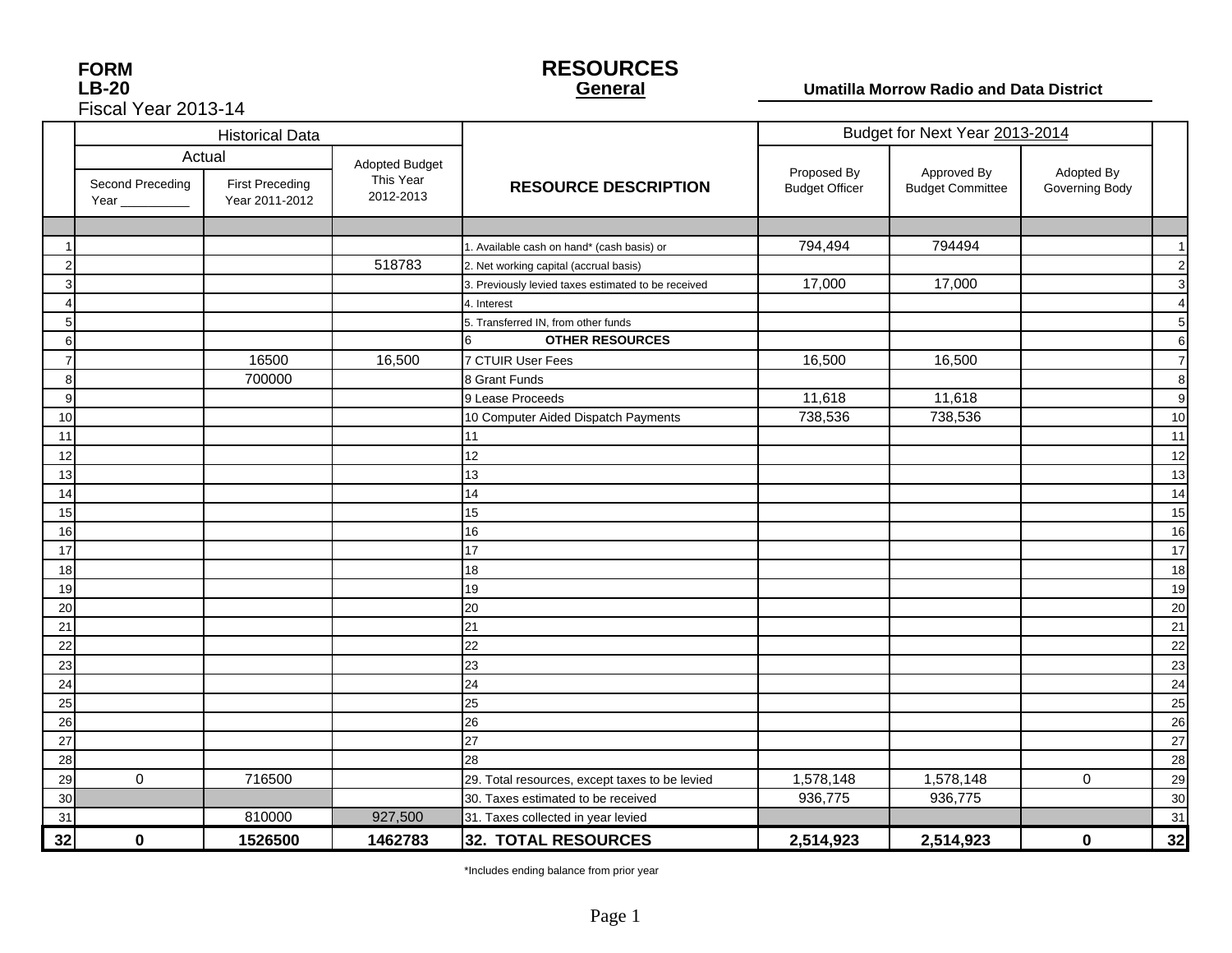**FORM**
**LB-20**
Fiscal Year 2013-14

# RESOURCES
## General

**Umatilla Morrow Radio and Data District**

| | Historical Data | | | | Budget for Next Year 2013-2014 | | | |
|---|---|---|---|---|---|---|---|---|
| | Actual | | Adopted Budget This Year 2012-2013 | RESOURCE DESCRIPTION | Proposed By Budget Officer | Approved By Budget Committee | Adopted By Governing Body | |
| | Second Preceding Year __________ | First Preceding Year 2011-2012 | | | | | | |
| 1 | | | | 1. Available cash on hand* (cash basis) or | 794,494 | 794494 | | 1 |
| 2 | | | 518783 | 2. Net working capital (accrual basis) | | | | 2 |
| 3 | | | | 3. Previously levied taxes estimated to be received | 17,000 | 17,000 | | 3 |
| 4 | | | | 4. Interest | | | | 4 |
| 5 | | | | 5. Transferred IN, from other funds | | | | 5 |
| 6 | | | | 6 **OTHER RESOURCES** | | | | 6 |
| 7 | | 16500 | 16,500 | 7 CTUIR User Fees | 16,500 | 16,500 | | 7 |
| 8 | | 700000 | | 8 Grant Funds | | | | 8 |
| 9 | | | | 9 Lease Proceeds | 11,618 | 11,618 | | 9 |
| 10 | | | | 10 Computer Aided Dispatch Payments | 738,536 | 738,536 | | 10 |
| 11 | | | | 11 | | | | 11 |
| 12 | | | | 12 | | | | 12 |
| 13 | | | | 13 | | | | 13 |
| 14 | | | | 14 | | | | 14 |
| 15 | | | | 15 | | | | 15 |
| 16 | | | | 16 | | | | 16 |
| 17 | | | | 17 | | | | 17 |
| 18 | | | | 18 | | | | 18 |
| 19 | | | | 19 | | | | 19 |
| 20 | | | | 20 | | | | 20 |
| 21 | | | | 21 | | | | 21 |
| 22 | | | | 22 | | | | 22 |
| 23 | | | | 23 | | | | 23 |
| 24 | | | | 24 | | | | 24 |
| 25 | | | | 25 | | | | 25 |
| 26 | | | | 26 | | | | 26 |
| 27 | | | | 27 | | | | 27 |
| 28 | | | | 28 | | | | 28 |
| 29 | 0 | 716500 | | 29. Total resources, except taxes to be levied | 1,578,148 | 1,578,148 | 0 | 29 |
| 30 | | | | 30. Taxes estimated to be received | 936,775 | 936,775 | | 30 |
| 31 | | 810000 | 927,500 | 31. Taxes collected in year levied | | | | 31 |
| **32** | **0** | **1526500** | **1462783** | **32. TOTAL RESOURCES** | **2,514,923** | **2,514,923** | **0** | **32** |

*Includes ending balance from prior year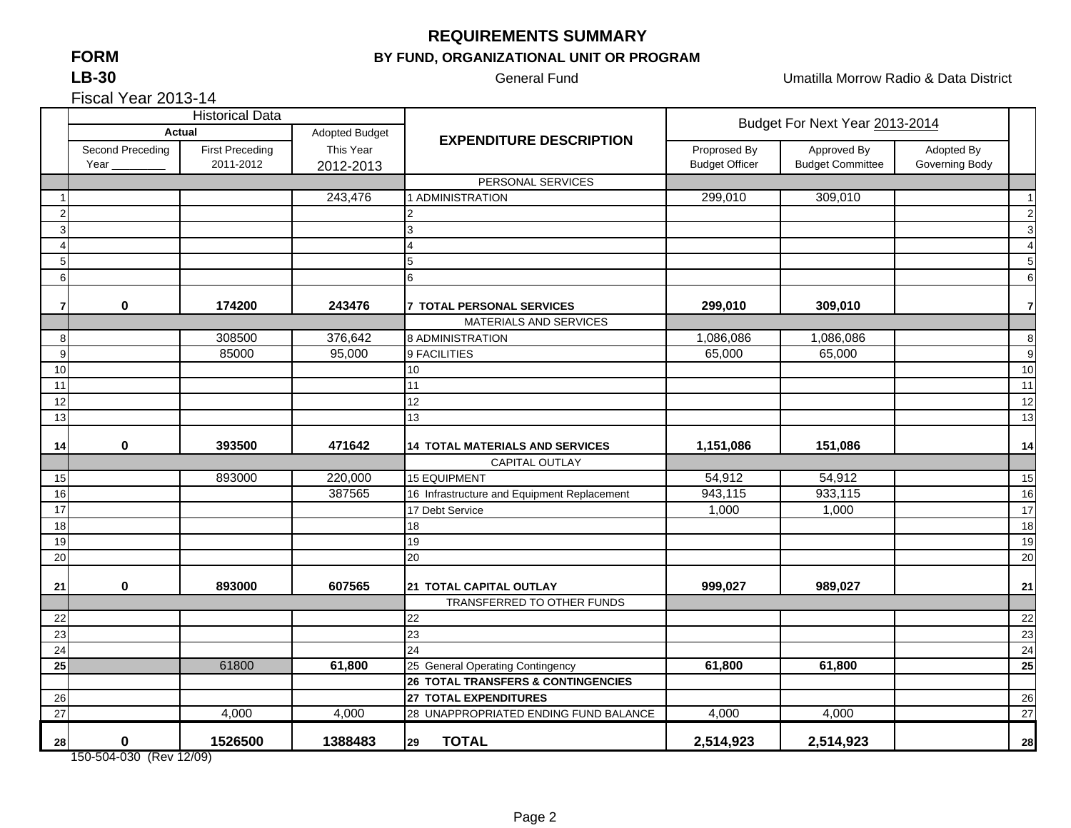# REQUIREMENTS SUMMARY

## BY FUND, ORGANIZATIONAL UNIT OR PROGRAM

**FORM LB-30**

General Fund

Umatilla Morrow Radio & Data District

Fiscal Year 2013-14

| | Historical Data | | | EXPENDITURE DESCRIPTION | Budget For Next Year 2013-2014 | | | |
|---|---|---|---|---|---|---|---|---|
| | Actual | | Adopted Budget | | | | | |
| | Second Preceding Year _________ | First Preceding 2011-2012 | This Year 2012-2013 | | Proprosed By Budget Officer | Approved By Budget Committee | Adopted By Governing Body | |
| | | | | PERSONAL SERVICES | | | | |
| 1 | | | 243,476 | 1 ADMINISTRATION | 299,010 | 309,010 | | 1 |
| 2 | | | | 2 | | | | 2 |
| 3 | | | | 3 | | | | 3 |
| 4 | | | | 4 | | | | 4 |
| 5 | | | | 5 | | | | 5 |
| 6 | | | | 6 | | | | 6 |
| **7** | **0** | **174200** | **243476** | **7 TOTAL PERSONAL SERVICES** | **299,010** | **309,010** | | **7** |
| | | | | MATERIALS AND SERVICES | | | | |
| 8 | | 308500 | 376,642 | 8 ADMINISTRATION | 1,086,086 | 1,086,086 | | 8 |
| 9 | | 85000 | 95,000 | 9 FACILITIES | 65,000 | 65,000 | | 9 |
| 10 | | | | 10 | | | | 10 |
| 11 | | | | 11 | | | | 11 |
| 12 | | | | 12 | | | | 12 |
| 13 | | | | 13 | | | | 13 |
| **14** | **0** | **393500** | **471642** | **14 TOTAL MATERIALS AND SERVICES** | **1,151,086** | **151,086** | | **14** |
| | | | | CAPITAL OUTLAY | | | | |
| 15 | | 893000 | 220,000 | 15 EQUIPMENT | 54,912 | 54,912 | | 15 |
| 16 | | | 387565 | 16 Infrastructure and Equipment Replacement | 943,115 | 933,115 | | 16 |
| 17 | | | | 17 Debt Service | 1,000 | 1,000 | | 17 |
| 18 | | | | 18 | | | | 18 |
| 19 | | | | 19 | | | | 19 |
| 20 | | | | 20 | | | | 20 |
| **21** | **0** | **893000** | **607565** | **21 TOTAL CAPITAL OUTLAY** | **999,027** | **989,027** | | **21** |
| | | | | TRANSFERRED TO OTHER FUNDS | | | | |
| 22 | | | | 22 | | | | 22 |
| 23 | | | | 23 | | | | 23 |
| 24 | | | | 24 | | | | 24 |
| **25** | | 61800 | **61,800** | 25 General Operating Contingency | **61,800** | **61,800** | | **25** |
| | | | | **26 TOTAL TRANSFERS & CONTINGENCIES** | | | | |
| 26 | | | | **27 TOTAL EXPENDITURES** | | | | 26 |
| 27 | | 4,000 | 4,000 | 28 UNAPPROPRIATED ENDING FUND BALANCE | 4,000 | 4,000 | | 27 |
| **28** | **0** | **1526500** | **1388483** | 29 **TOTAL** | **2,514,923** | **2,514,923** | | **28** |

150-504-030 (Rev 12/09)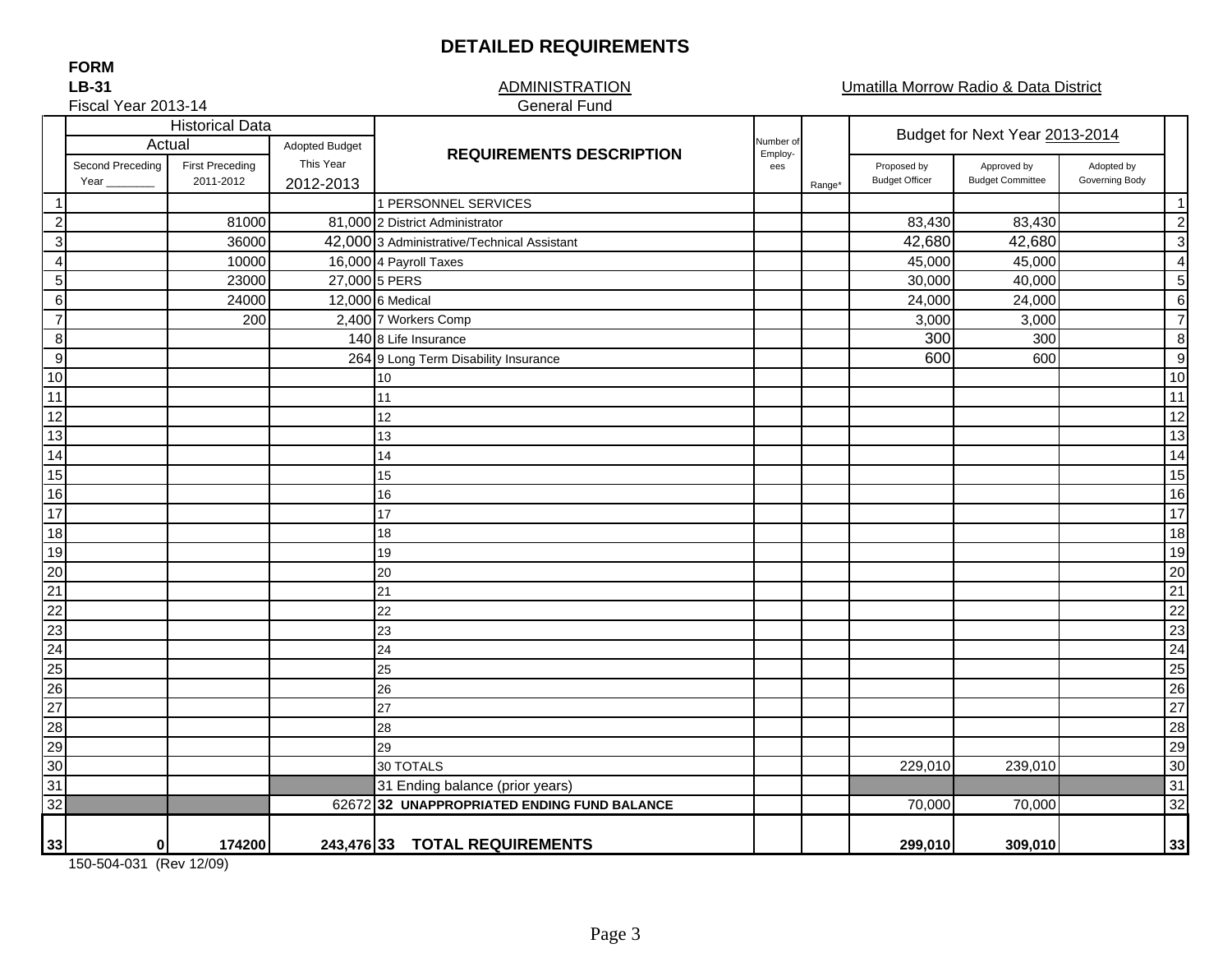# DETAILED REQUIREMENTS

**FORM**
**LB-31**
Fiscal Year 2013-14

ADMINISTRATION
General Fund

Umatilla Morrow Radio & Data District

| | Historical Data | | | REQUIREMENTS DESCRIPTION | Number of Employ-ees | Range* | Budget for Next Year 2013-2014 | | | |
|---|---|---|---|---|---|---|---|---|---|---|
| | Actual | | Adopted Budget | | | | | | | |
| | Second Preceding Year ________ | First Preceding 2011-2012 | This Year 2012-2013 | | | | Proposed by Budget Officer | Approved by Budget Committee | Adopted by Governing Body | |
| 1 | | | | 1 PERSONNEL SERVICES | | | | | | 1 |
| 2 | | 81000 | 81,000 | 2 District Administrator | | | 83,430 | 83,430 | | 2 |
| 3 | | 36000 | 42,000 | 3 Administrative/Technical Assistant | | | 42,680 | 42,680 | | 3 |
| 4 | | 10000 | 16,000 | 4 Payroll Taxes | | | 45,000 | 45,000 | | 4 |
| 5 | | 23000 | 27,000 | 5 PERS | | | 30,000 | 40,000 | | 5 |
| 6 | | 24000 | 12,000 | 6 Medical | | | 24,000 | 24,000 | | 6 |
| 7 | | 200 | 2,400 | 7 Workers Comp | | | 3,000 | 3,000 | | 7 |
| 8 | | | 140 | 8 Life Insurance | | | 300 | 300 | | 8 |
| 9 | | | 264 | 9 Long Term Disability Insurance | | | 600 | 600 | | 9 |
| 10 | | | | 10 | | | | | | 10 |
| 11 | | | | 11 | | | | | | 11 |
| 12 | | | | 12 | | | | | | 12 |
| 13 | | | | 13 | | | | | | 13 |
| 14 | | | | 14 | | | | | | 14 |
| 15 | | | | 15 | | | | | | 15 |
| 16 | | | | 16 | | | | | | 16 |
| 17 | | | | 17 | | | | | | 17 |
| 18 | | | | 18 | | | | | | 18 |
| 19 | | | | 19 | | | | | | 19 |
| 20 | | | | 20 | | | | | | 20 |
| 21 | | | | 21 | | | | | | 21 |
| 22 | | | | 22 | | | | | | 22 |
| 23 | | | | 23 | | | | | | 23 |
| 24 | | | | 24 | | | | | | 24 |
| 25 | | | | 25 | | | | | | 25 |
| 26 | | | | 26 | | | | | | 26 |
| 27 | | | | 27 | | | | | | 27 |
| 28 | | | | 28 | | | | | | 28 |
| 29 | | | | 29 | | | | | | 29 |
| 30 | | | | 30 TOTALS | | | 229,010 | 239,010 | | 30 |
| 31 | | | | 31 Ending balance (prior years) | | | | | | 31 |
| 32 | | | 62672 | **32 UNAPPROPRIATED ENDING FUND BALANCE** | | | 70,000 | 70,000 | | 32 |
| **33** | **0** | **174200** | **243,476** | **33 TOTAL REQUIREMENTS** | | | **299,010** | **309,010** | | **33** |

150-504-031 (Rev 12/09)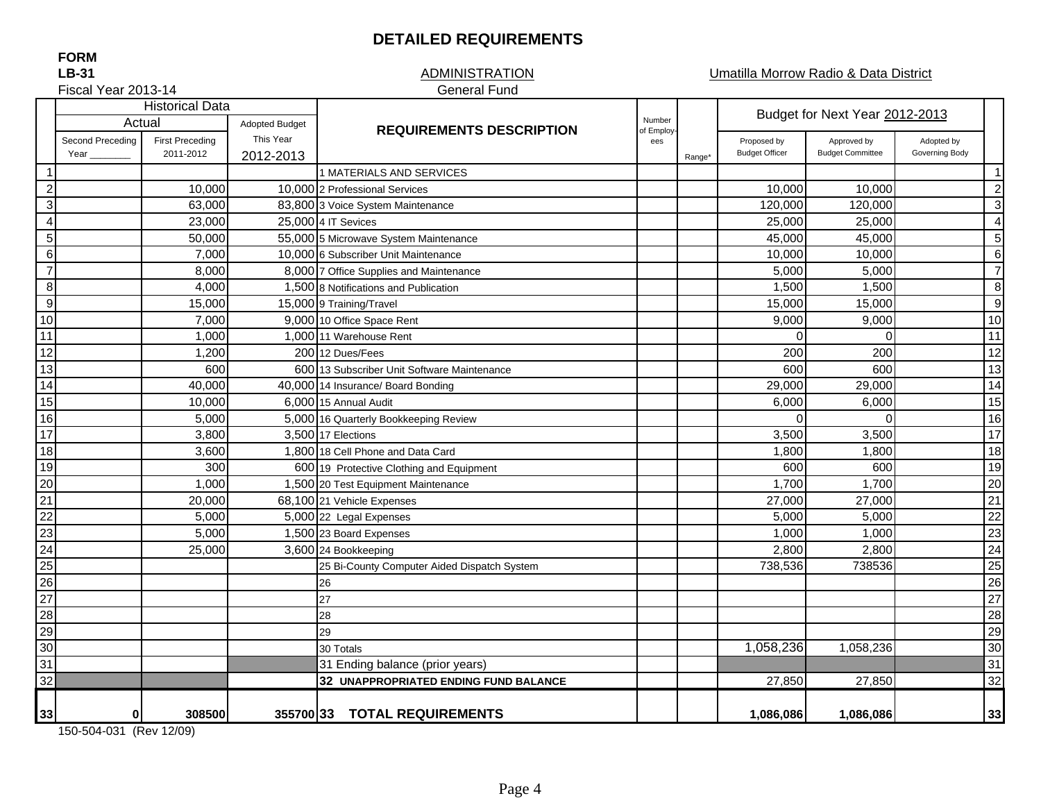# DETAILED REQUIREMENTS

**FORM**
**LB-31**
Fiscal Year 2013-14

ADMINISTRATION
General Fund

Umatilla Morrow Radio & Data District

| | Historical Data | | | REQUIREMENTS DESCRIPTION | Number of Employees | Range* | Budget for Next Year 2012-2013 | | | |
|---|---|---|---|---|---|---|---|---|---|---|
| | Actual | | Adopted Budget | | | | | | | |
| | Second Preceding Year _______ | First Preceding 2011-2012 | This Year 2012-2013 | | | | Proposed by Budget Officer | Approved by Budget Committee | Adopted by Governing Body | |
| 1 | | | | 1 MATERIALS AND SERVICES | | | | | | 1 |
| 2 | | 10,000 | 10,000 | 2 Professional Services | | | 10,000 | 10,000 | | 2 |
| 3 | | 63,000 | 83,800 | 3 Voice System Maintenance | | | 120,000 | 120,000 | | 3 |
| 4 | | 23,000 | 25,000 | 4 IT Sevices | | | 25,000 | 25,000 | | 4 |
| 5 | | 50,000 | 55,000 | 5 Microwave System Maintenance | | | 45,000 | 45,000 | | 5 |
| 6 | | 7,000 | 10,000 | 6 Subscriber Unit Maintenance | | | 10,000 | 10,000 | | 6 |
| 7 | | 8,000 | 8,000 | 7 Office Supplies and Maintenance | | | 5,000 | 5,000 | | 7 |
| 8 | | 4,000 | 1,500 | 8 Notifications and Publication | | | 1,500 | 1,500 | | 8 |
| 9 | | 15,000 | 15,000 | 9 Training/Travel | | | 15,000 | 15,000 | | 9 |
| 10 | | 7,000 | 9,000 | 10 Office Space Rent | | | 9,000 | 9,000 | | 10 |
| 11 | | 1,000 | 1,000 | 11 Warehouse Rent | | | 0 | 0 | | 11 |
| 12 | | 1,200 | 200 | 12 Dues/Fees | | | 200 | 200 | | 12 |
| 13 | | 600 | 600 | 13 Subscriber Unit Software Maintenance | | | 600 | 600 | | 13 |
| 14 | | 40,000 | 40,000 | 14 Insurance/ Board Bonding | | | 29,000 | 29,000 | | 14 |
| 15 | | 10,000 | 6,000 | 15 Annual Audit | | | 6,000 | 6,000 | | 15 |
| 16 | | 5,000 | 5,000 | 16 Quarterly Bookkeeping Review | | | 0 | 0 | | 16 |
| 17 | | 3,800 | 3,500 | 17 Elections | | | 3,500 | 3,500 | | 17 |
| 18 | | 3,600 | 1,800 | 18 Cell Phone and Data Card | | | 1,800 | 1,800 | | 18 |
| 19 | | 300 | 600 | 19 Protective Clothing and Equipment | | | 600 | 600 | | 19 |
| 20 | | 1,000 | 1,500 | 20 Test Equipment Maintenance | | | 1,700 | 1,700 | | 20 |
| 21 | | 20,000 | 68,100 | 21 Vehicle Expenses | | | 27,000 | 27,000 | | 21 |
| 22 | | 5,000 | 5,000 | 22 Legal Expenses | | | 5,000 | 5,000 | | 22 |
| 23 | | 5,000 | 1,500 | 23 Board Expenses | | | 1,000 | 1,000 | | 23 |
| 24 | | 25,000 | 3,600 | 24 Bookkeeping | | | 2,800 | 2,800 | | 24 |
| 25 | | | | 25 Bi-County Computer Aided Dispatch System | | | 738,536 | 738536 | | 25 |
| 26 | | | | 26 | | | | | | 26 |
| 27 | | | | 27 | | | | | | 27 |
| 28 | | | | 28 | | | | | | 28 |
| 29 | | | | 29 | | | | | | 29 |
| 30 | | | | 30 Totals | | | 1,058,236 | 1,058,236 | | 30 |
| 31 | | | | 31 Ending balance (prior years) | | | | | | 31 |
| 32 | | | | **32 UNAPPROPRIATED ENDING FUND BALANCE** | | | 27,850 | 27,850 | | 32 |
| 33 | **0** | **308500** | **355700** | **33 TOTAL REQUIREMENTS** | | | **1,086,086** | **1,086,086** | | **33** |

150-504-031 (Rev 12/09)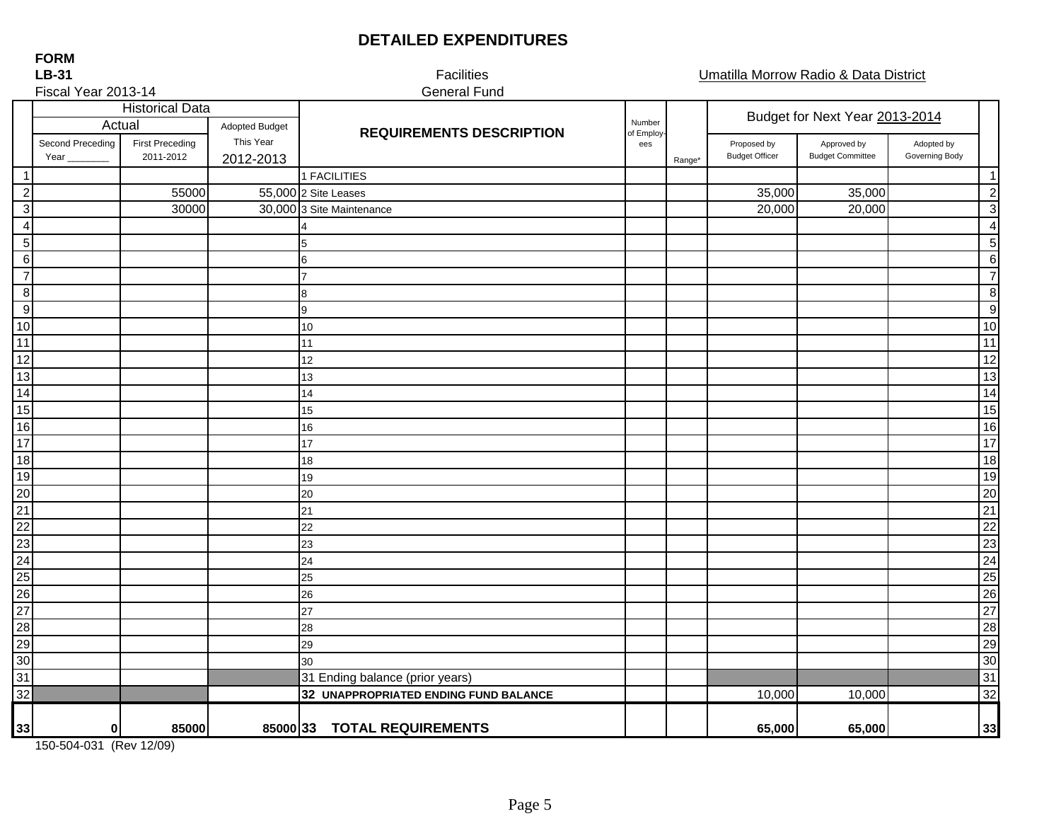# DETAILED EXPENDITURES

**FORM**
**LB-31**

Fiscal Year 2013-14

Facilities
General Fund

Umatilla Morrow Radio & Data District

| | Historical Data | | | REQUIREMENTS DESCRIPTION | Number of Employees | Range* | Budget for Next Year 2013-2014 | | | |
|---|---|---|---|---|---|---|---|---|---|---|
| | Actual | | Adopted Budget | | | | | | | |
| | Second Preceding Year ________ | First Preceding 2011-2012 | This Year 2012-2013 | | | | Proposed by Budget Officer | Approved by Budget Committee | Adopted by Governing Body | |
| 1 | | | | 1 FACILITIES | | | | | | 1 |
| 2 | | 55000 | 55,000 | 2 Site Leases | | | 35,000 | 35,000 | | 2 |
| 3 | | 30000 | 30,000 | 3 Site Maintenance | | | 20,000 | 20,000 | | 3 |
| 4 | | | | 4 | | | | | | 4 |
| 5 | | | | 5 | | | | | | 5 |
| 6 | | | | 6 | | | | | | 6 |
| 7 | | | | 7 | | | | | | 7 |
| 8 | | | | 8 | | | | | | 8 |
| 9 | | | | 9 | | | | | | 9 |
| 10 | | | | 10 | | | | | | 10 |
| 11 | | | | 11 | | | | | | 11 |
| 12 | | | | 12 | | | | | | 12 |
| 13 | | | | 13 | | | | | | 13 |
| 14 | | | | 14 | | | | | | 14 |
| 15 | | | | 15 | | | | | | 15 |
| 16 | | | | 16 | | | | | | 16 |
| 17 | | | | 17 | | | | | | 17 |
| 18 | | | | 18 | | | | | | 18 |
| 19 | | | | 19 | | | | | | 19 |
| 20 | | | | 20 | | | | | | 20 |
| 21 | | | | 21 | | | | | | 21 |
| 22 | | | | 22 | | | | | | 22 |
| 23 | | | | 23 | | | | | | 23 |
| 24 | | | | 24 | | | | | | 24 |
| 25 | | | | 25 | | | | | | 25 |
| 26 | | | | 26 | | | | | | 26 |
| 27 | | | | 27 | | | | | | 27 |
| 28 | | | | 28 | | | | | | 28 |
| 29 | | | | 29 | | | | | | 29 |
| 30 | | | | 30 | | | | | | 30 |
| 31 | | | | 31 Ending balance (prior years) | | | | | | 31 |
| 32 | | | | **32 UNAPPROPRIATED ENDING FUND BALANCE** | | | 10,000 | 10,000 | | 32 |
| **33** | **0** | **85000** | **85000** | **33 TOTAL REQUIREMENTS** | | | **65,000** | **65,000** | | **33** |

150-504-031 (Rev 12/09)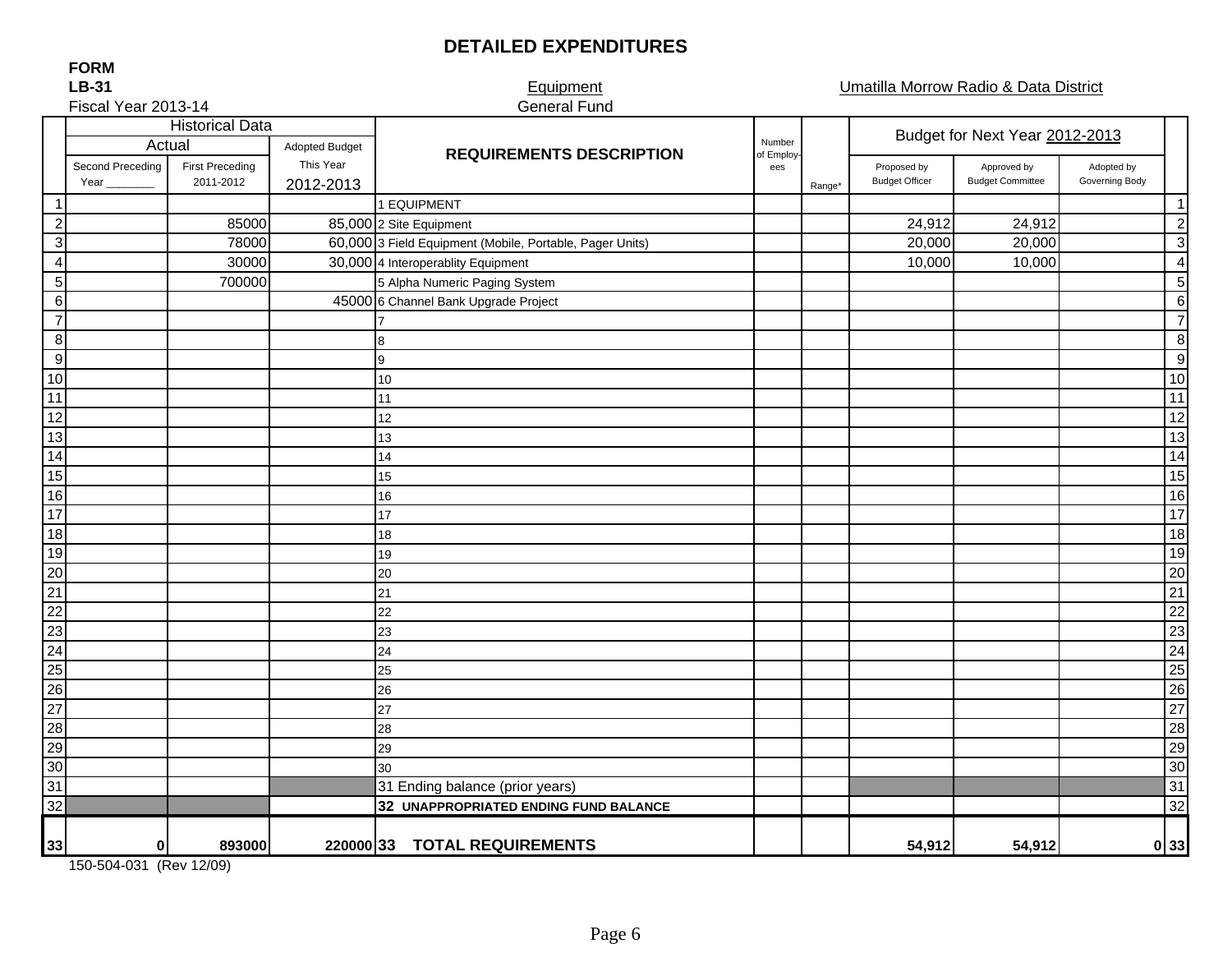# DETAILED EXPENDITURES

**FORM**
**LB-31**
Fiscal Year 2013-14

Equipment
General Fund

Umatilla Morrow Radio & Data District

| | Historical Data | | | REQUIREMENTS DESCRIPTION | Number of Employ-ees | Range* | Budget for Next Year 2012-2013 | | | |
|---|---|---|---|---|---|---|---|---|---|---|
| | Actual | | Adopted Budget | | | | | | | |
| | Second Preceding Year _______ | First Preceding 2011-2012 | This Year 2012-2013 | | | | Proposed by Budget Officer | Approved by Budget Committee | Adopted by Governing Body | |
| 1 | | | | 1 EQUIPMENT | | | | | | 1 |
| 2 | | 85000 | 85,000 | 2 Site Equipment | | | 24,912 | 24,912 | | 2 |
| 3 | | 78000 | 60,000 | 3 Field Equipment (Mobile, Portable, Pager Units) | | | 20,000 | 20,000 | | 3 |
| 4 | | 30000 | 30,000 | 4 Interoperablity Equipment | | | 10,000 | 10,000 | | 4 |
| 5 | | 700000 | | 5 Alpha Numeric Paging System | | | | | | 5 |
| 6 | | | 45000 | 6 Channel Bank Upgrade Project | | | | | | 6 |
| 7 | | | | 7 | | | | | | 7 |
| 8 | | | | 8 | | | | | | 8 |
| 9 | | | | 9 | | | | | | 9 |
| 10 | | | | 10 | | | | | | 10 |
| 11 | | | | 11 | | | | | | 11 |
| 12 | | | | 12 | | | | | | 12 |
| 13 | | | | 13 | | | | | | 13 |
| 14 | | | | 14 | | | | | | 14 |
| 15 | | | | 15 | | | | | | 15 |
| 16 | | | | 16 | | | | | | 16 |
| 17 | | | | 17 | | | | | | 17 |
| 18 | | | | 18 | | | | | | 18 |
| 19 | | | | 19 | | | | | | 19 |
| 20 | | | | 20 | | | | | | 20 |
| 21 | | | | 21 | | | | | | 21 |
| 22 | | | | 22 | | | | | | 22 |
| 23 | | | | 23 | | | | | | 23 |
| 24 | | | | 24 | | | | | | 24 |
| 25 | | | | 25 | | | | | | 25 |
| 26 | | | | 26 | | | | | | 26 |
| 27 | | | | 27 | | | | | | 27 |
| 28 | | | | 28 | | | | | | 28 |
| 29 | | | | 29 | | | | | | 29 |
| 30 | | | | 30 | | | | | | 30 |
| 31 | | | | 31 Ending balance (prior years) | | | | | | 31 |
| 32 | | | | **32 UNAPPROPRIATED ENDING FUND BALANCE** | | | | | | 32 |
| 33 | **0** | **893000** | **220000** | **33 TOTAL REQUIREMENTS** | | | **54,912** | **54,912** | **0** | 33 |

150-504-031 (Rev 12/09)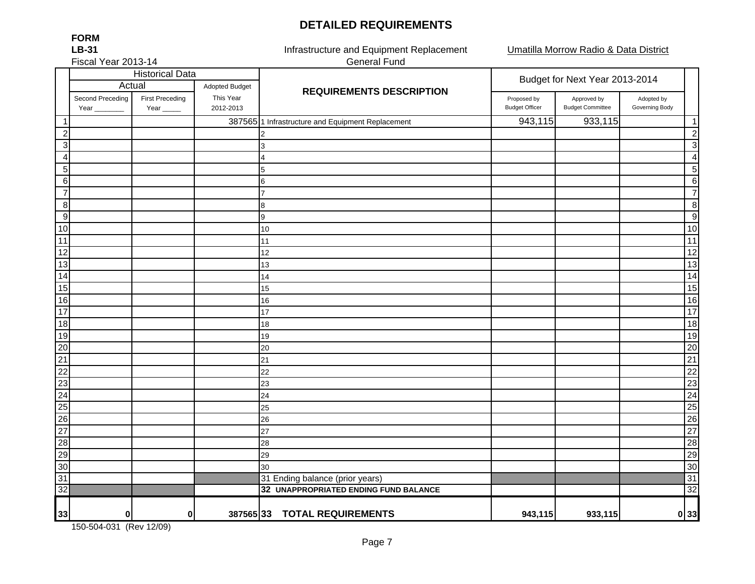# DETAILED REQUIREMENTS

**FORM**
**LB-31**
Fiscal Year 2013-14

Infrastructure and Equipment Replacement
General Fund

Umatilla Morrow Radio & Data District

| | Historical Data | | | REQUIREMENTS DESCRIPTION | Budget for Next Year 2013-2014 | | | |
|---|---|---|---|---|---|---|---|---|
| | Actual | | Adopted Budget | | | | | |
| | Second Preceding Year ________ | First Preceding Year _____ | This Year 2012-2013 | | Proposed by Budget Officer | Approved by Budget Committee | Adopted by Governing Body | |
| 1 | | | 387565 | 1 Infrastructure and Equipment Replacement | 943,115 | 933,115 | | 1 |
| 2 | | | | 2 | | | | 2 |
| 3 | | | | 3 | | | | 3 |
| 4 | | | | 4 | | | | 4 |
| 5 | | | | 5 | | | | 5 |
| 6 | | | | 6 | | | | 6 |
| 7 | | | | 7 | | | | 7 |
| 8 | | | | 8 | | | | 8 |
| 9 | | | | 9 | | | | 9 |
| 10 | | | | 10 | | | | 10 |
| 11 | | | | 11 | | | | 11 |
| 12 | | | | 12 | | | | 12 |
| 13 | | | | 13 | | | | 13 |
| 14 | | | | 14 | | | | 14 |
| 15 | | | | 15 | | | | 15 |
| 16 | | | | 16 | | | | 16 |
| 17 | | | | 17 | | | | 17 |
| 18 | | | | 18 | | | | 18 |
| 19 | | | | 19 | | | | 19 |
| 20 | | | | 20 | | | | 20 |
| 21 | | | | 21 | | | | 21 |
| 22 | | | | 22 | | | | 22 |
| 23 | | | | 23 | | | | 23 |
| 24 | | | | 24 | | | | 24 |
| 25 | | | | 25 | | | | 25 |
| 26 | | | | 26 | | | | 26 |
| 27 | | | | 27 | | | | 27 |
| 28 | | | | 28 | | | | 28 |
| 29 | | | | 29 | | | | 29 |
| 30 | | | | 30 | | | | 30 |
| 31 | | | | 31 Ending balance (prior years) | | | | 31 |
| 32 | | | | **32 UNAPPROPRIATED ENDING FUND BALANCE** | | | | 32 |
| **33** | **0** | **0** | **387565** | **33 TOTAL REQUIREMENTS** | **943,115** | **933,115** | **0** | **33** |

150-504-031 (Rev 12/09)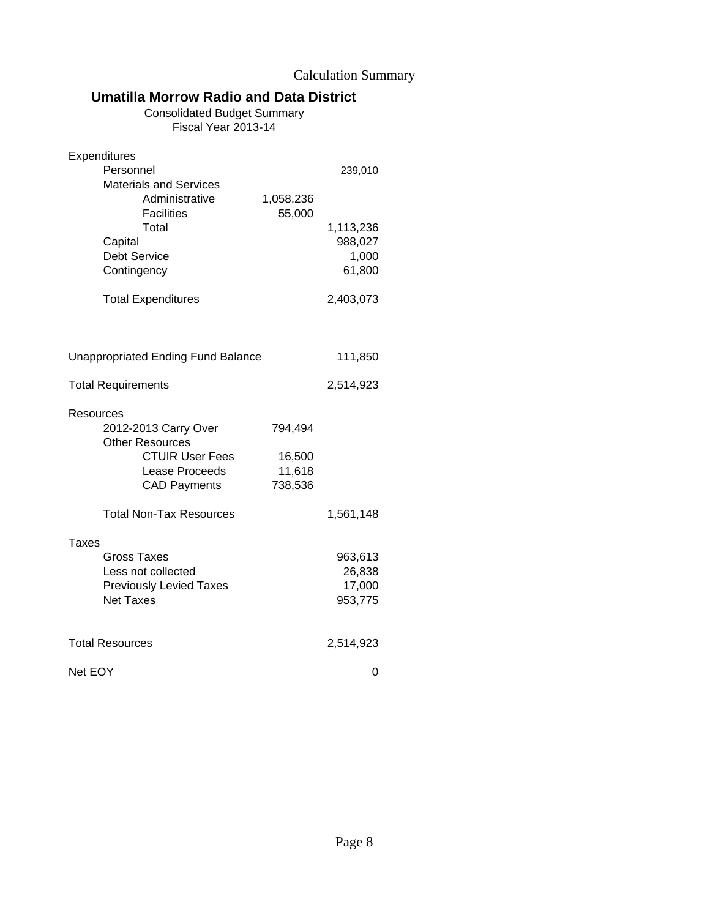Calculation Summary

## Umatilla Morrow Radio and Data District

Consolidated Budget Summary
Fiscal Year 2013-14

| | | |
|---|---|---|
| **Expenditures** | | |
| Personnel | | 239,010 |
| Materials and Services | | |
| Administrative | 1,058,236 | |
| Facilities | 55,000 | |
| Total | | 1,113,236 |
| Capital | | 988,027 |
| Debt Service | | 1,000 |
| Contingency | | 61,800 |
| Total Expenditures | | 2,403,073 |
| Unappropriated Ending Fund Balance | | 111,850 |
| Total Requirements | | 2,514,923 |
| **Resources** | | |
| 2012-2013 Carry Over | 794,494 | |
| Other Resources | | |
| CTUIR User Fees | 16,500 | |
| Lease Proceeds | 11,618 | |
| CAD Payments | 738,536 | |
| Total Non-Tax Resources | | 1,561,148 |
| **Taxes** | | |
| Gross Taxes | | 963,613 |
| Less not collected | | 26,838 |
| Previously Levied Taxes | | 17,000 |
| Net Taxes | | 953,775 |
| Total Resources | | 2,514,923 |
| Net EOY | | 0 |